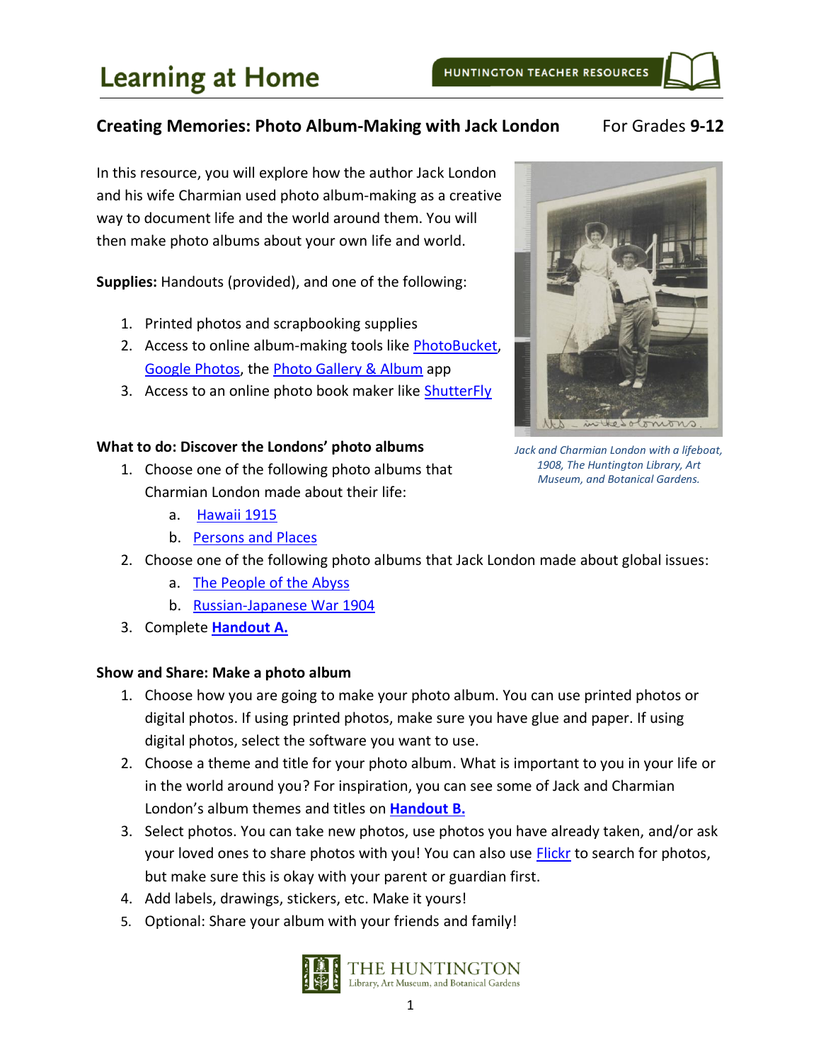# Learning at Home

HUNTINGTON TEACHER RESOURCES

## Creating Memories: Photo Album-Making with Jack London

For Grades **9-12**

In this resource, you will explore how the author Jack London and his wife Charmian used photo album-making as a creative way to document life and the world around them. You will then make photo albums about your own life and world.

**Supplies:** Handouts (provided), and one of the following:

1. Printed photos and scrapbooking supplies
2. Access to online album-making tools like PhotoBucket, Google Photos, the Photo Gallery & Album app
3. Access to an online photo book maker like ShutterFly

*Jack and Charmian London with a lifeboat, 1908, The Huntington Library, Art Museum, and Botanical Gardens.*

### What to do: Discover the Londons' photo albums

1. Choose one of the following photo albums that Charmian London made about their life:
   a. Hawaii 1915
   b. Persons and Places
2. Choose one of the following photo albums that Jack London made about global issues:
   a. The People of the Abyss
   b. Russian-Japanese War 1904
3. Complete **Handout A.**

### Show and Share: Make a photo album

1. Choose how you are going to make your photo album. You can use printed photos or digital photos. If using printed photos, make sure you have glue and paper. If using digital photos, select the software you want to use.
2. Choose a theme and title for your photo album. What is important to you in your life or in the world around you? For inspiration, you can see some of Jack and Charmian London's album themes and titles on **Handout B.**
3. Select photos. You can take new photos, use photos you have already taken, and/or ask your loved ones to share photos with you! You can also use Flickr to search for photos, but make sure this is okay with your parent or guardian first.
4. Add labels, drawings, stickers, etc. Make it yours!
5. Optional: Share your album with your friends and family!

THE HUNTINGTON
Library, Art Museum, and Botanical Gardens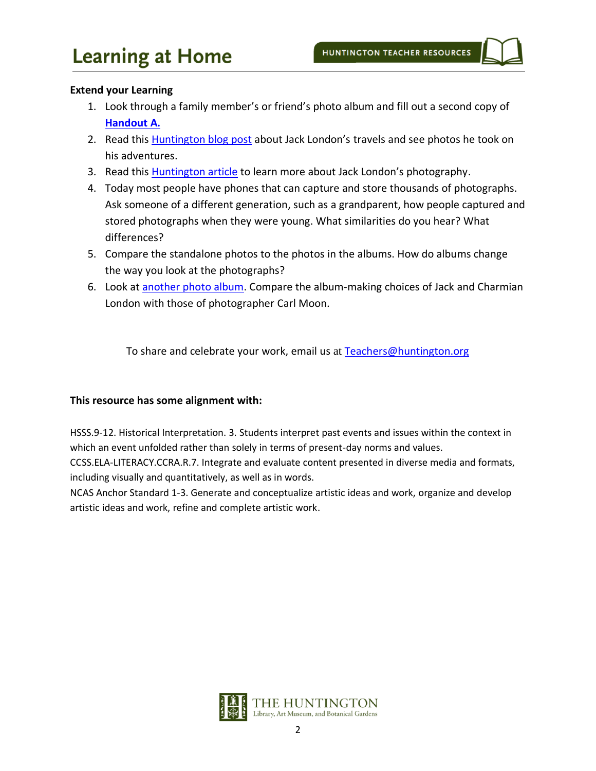**Extend your Learning**

1. Look through a family member's or friend's photo album and fill out a second copy of **Handout A.**
2. Read this Huntington blog post about Jack London's travels and see photos he took on his adventures.
3. Read this Huntington article to learn more about Jack London's photography.
4. Today most people have phones that can capture and store thousands of photographs. Ask someone of a different generation, such as a grandparent, how people captured and stored photographs when they were young. What similarities do you hear? What differences?
5. Compare the standalone photos to the photos in the albums. How do albums change the way you look at the photographs?
6. Look at another photo album. Compare the album-making choices of Jack and Charmian London with those of photographer Carl Moon.

To share and celebrate your work, email us at Teachers@huntington.org

**This resource has some alignment with:**

HSSS.9-12. Historical Interpretation. 3. Students interpret past events and issues within the context in which an event unfolded rather than solely in terms of present-day norms and values.
CCSS.ELA-LITERACY.CCRA.R.7. Integrate and evaluate content presented in diverse media and formats, including visually and quantitatively, as well as in words.
NCAS Anchor Standard 1-3. Generate and conceptualize artistic ideas and work, organize and develop artistic ideas and work, refine and complete artistic work.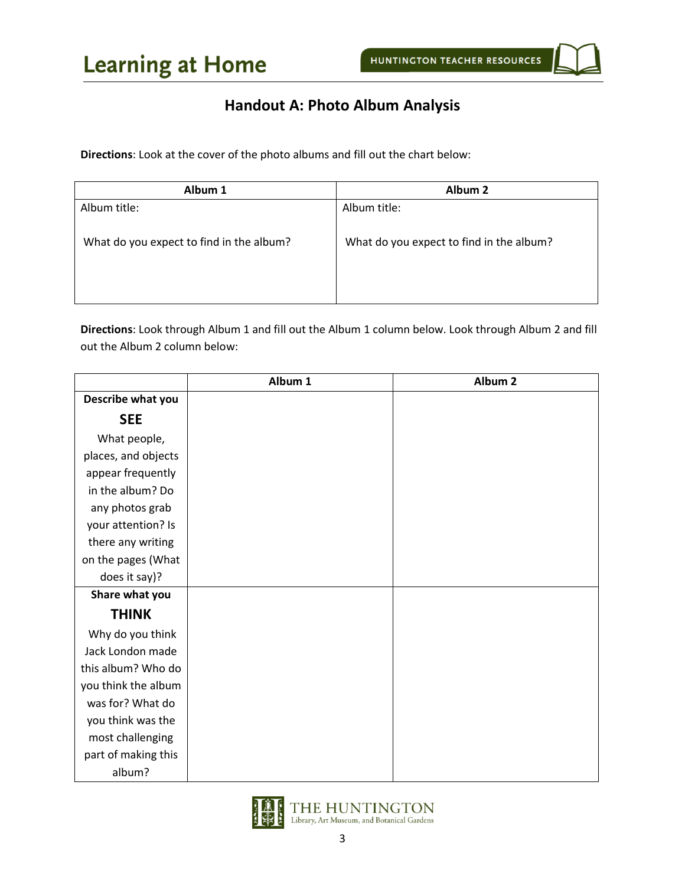## Handout A: Photo Album Analysis

**Directions**: Look at the cover of the photo albums and fill out the chart below:

| Album 1 | Album 2 |
|---|---|
| Album title:<br><br>What do you expect to find in the album? | Album title:<br><br>What do you expect to find in the album? |

**Directions**: Look through Album 1 and fill out the Album 1 column below. Look through Album 2 and fill out the Album 2 column below:

| | Album 1 | Album 2 |
|---|---|---|
| **Describe what you SEE**<br>What people, places, and objects appear frequently in the album? Do any photos grab your attention? Is there any writing on the pages (What does it say)? | | |
| **Share what you THINK**<br>Why do you think Jack London made this album? Who do you think the album was for? What do you think was the most challenging part of making this album? | | |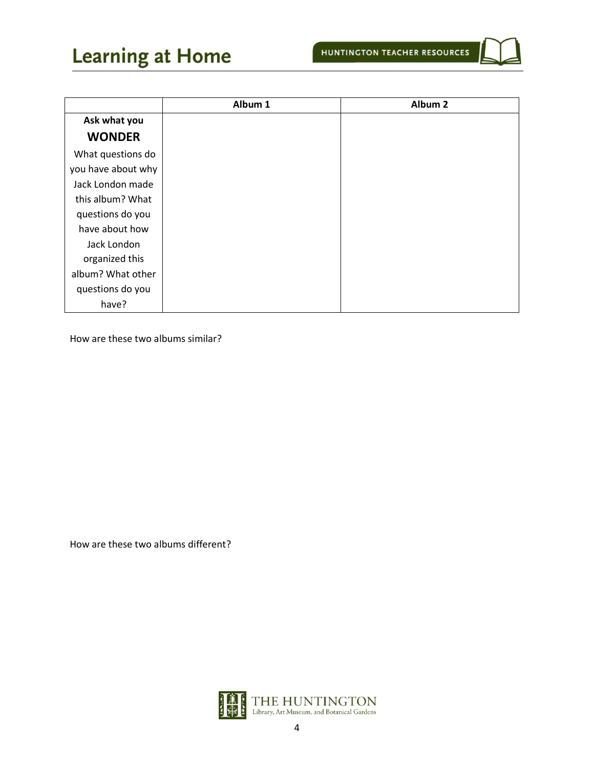| | Album 1 | Album 2 |
|---|---|---|
| **Ask what you WONDER** What questions do you have about why Jack London made this album? What questions do you have about how Jack London organized this album? What other questions do you have? | | |

How are these two albums similar?

How are these two albums different?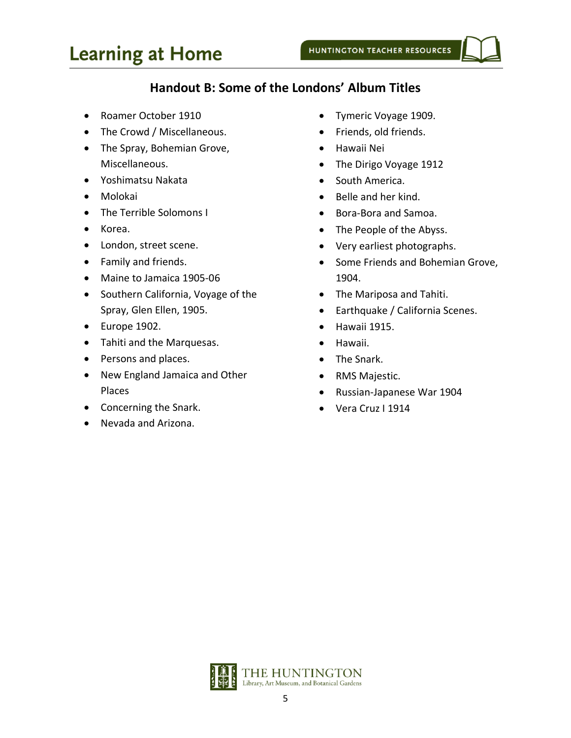## Handout B: Some of the Londons' Album Titles

- Roamer October 1910
- The Crowd / Miscellaneous.
- The Spray, Bohemian Grove, Miscellaneous.
- Yoshimatsu Nakata
- Molokai
- The Terrible Solomons I
- Korea.
- London, street scene.
- Family and friends.
- Maine to Jamaica 1905-06
- Southern California, Voyage of the Spray, Glen Ellen, 1905.
- Europe 1902.
- Tahiti and the Marquesas.
- Persons and places.
- New England Jamaica and Other Places
- Concerning the Snark.
- Nevada and Arizona.
- Tymeric Voyage 1909.
- Friends, old friends.
- Hawaii Nei
- The Dirigo Voyage 1912
- South America.
- Belle and her kind.
- Bora-Bora and Samoa.
- The People of the Abyss.
- Very earliest photographs.
- Some Friends and Bohemian Grove, 1904.
- The Mariposa and Tahiti.
- Earthquake / California Scenes.
- Hawaii 1915.
- Hawaii.
- The Snark.
- RMS Majestic.
- Russian-Japanese War 1904
- Vera Cruz I 1914